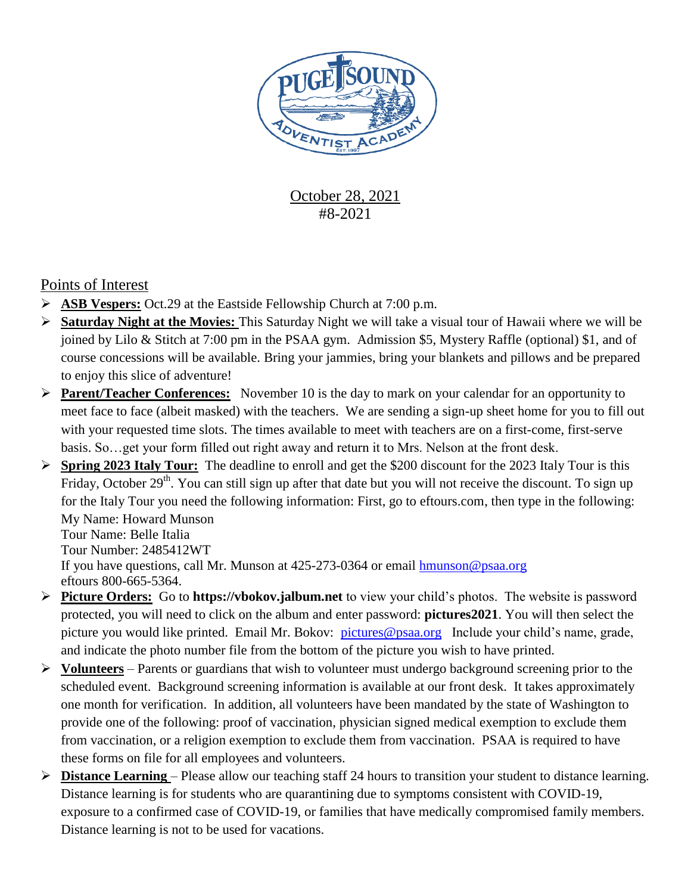October 28, 2021
#8-2021

## Points of Interest

- **ASB Vespers:** Oct.29 at the Eastside Fellowship Church at 7:00 p.m.
- **Saturday Night at the Movies:** This Saturday Night we will take a visual tour of Hawaii where we will be joined by Lilo & Stitch at 7:00 pm in the PSAA gym. Admission $5, Mystery Raffle (optional) $1, and of course concessions will be available. Bring your jammies, bring your blankets and pillows and be prepared to enjoy this slice of adventure!
- **Parent/Teacher Conferences:** November 10 is the day to mark on your calendar for an opportunity to meet face to face (albeit masked) with the teachers. We are sending a sign-up sheet home for you to fill out with your requested time slots. The times available to meet with teachers are on a first-come, first-serve basis. So…get your form filled out right away and return it to Mrs. Nelson at the front desk.
- **Spring 2023 Italy Tour:** The deadline to enroll and get the $200 discount for the 2023 Italy Tour is this Friday, October 29th. You can still sign up after that date but you will not receive the discount. To sign up for the Italy Tour you need the following information: First, go to eftours.com, then type in the following:
  My Name: Howard Munson
  Tour Name: Belle Italia
  Tour Number: 2485412WT
  If you have questions, call Mr. Munson at 425-273-0364 or email hmunson@psaa.org
  eftours 800-665-5364.
- **Picture Orders:** Go to **https://vbokov.jalbum.net** to view your child's photos. The website is password protected, you will need to click on the album and enter password: **pictures2021**. You will then select the picture you would like printed. Email Mr. Bokov: pictures@psaa.org Include your child's name, grade, and indicate the photo number file from the bottom of the picture you wish to have printed.
- **Volunteers** – Parents or guardians that wish to volunteer must undergo background screening prior to the scheduled event. Background screening information is available at our front desk. It takes approximately one month for verification. In addition, all volunteers have been mandated by the state of Washington to provide one of the following: proof of vaccination, physician signed medical exemption to exclude them from vaccination, or a religion exemption to exclude them from vaccination. PSAA is required to have these forms on file for all employees and volunteers.
- **Distance Learning** – Please allow our teaching staff 24 hours to transition your student to distance learning. Distance learning is for students who are quarantining due to symptoms consistent with COVID-19, exposure to a confirmed case of COVID-19, or families that have medically compromised family members. Distance learning is not to be used for vacations.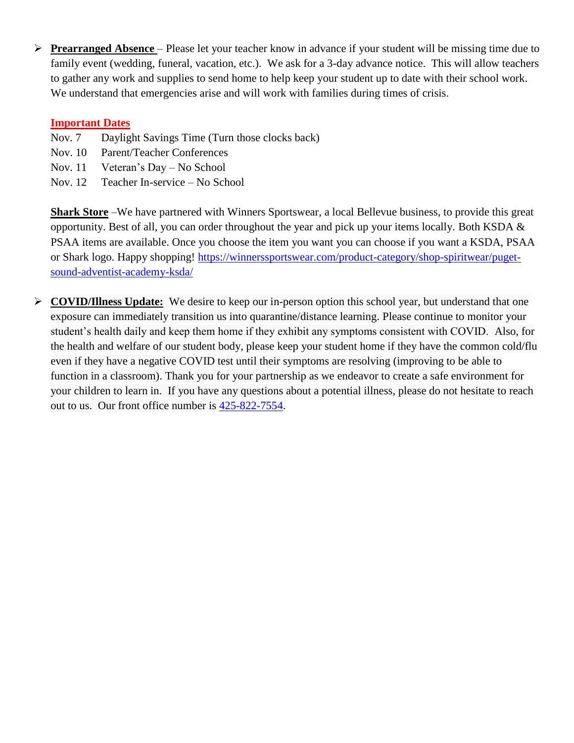- **Prearranged Absence** – Please let your teacher know in advance if your student will be missing time due to family event (wedding, funeral, vacation, etc.). We ask for a 3-day advance notice. This will allow teachers to gather any work and supplies to send home to help keep your student up to date with their school work. We understand that emergencies arise and will work with families during times of crisis.

  **Important Dates**

  Nov. 7 Daylight Savings Time (Turn those clocks back)
  Nov. 10 Parent/Teacher Conferences
  Nov. 11 Veteran's Day – No School
  Nov. 12 Teacher In-service – No School

  **Shark Store** –We have partnered with Winners Sportswear, a local Bellevue business, to provide this great opportunity. Best of all, you can order throughout the year and pick up your items locally. Both KSDA & PSAA items are available. Once you choose the item you want you can choose if you want a KSDA, PSAA or Shark logo. Happy shopping! https://winnerssportswear.com/product-category/shop-spiritwear/puget-sound-adventist-academy-ksda/

- **COVID/Illness Update:** We desire to keep our in-person option this school year, but understand that one exposure can immediately transition us into quarantine/distance learning. Please continue to monitor your student's health daily and keep them home if they exhibit any symptoms consistent with COVID. Also, for the health and welfare of our student body, please keep your student home if they have the common cold/flu even if they have a negative COVID test until their symptoms are resolving (improving to be able to function in a classroom). Thank you for your partnership as we endeavor to create a safe environment for your children to learn in. If you have any questions about a potential illness, please do not hesitate to reach out to us. Our front office number is 425-822-7554.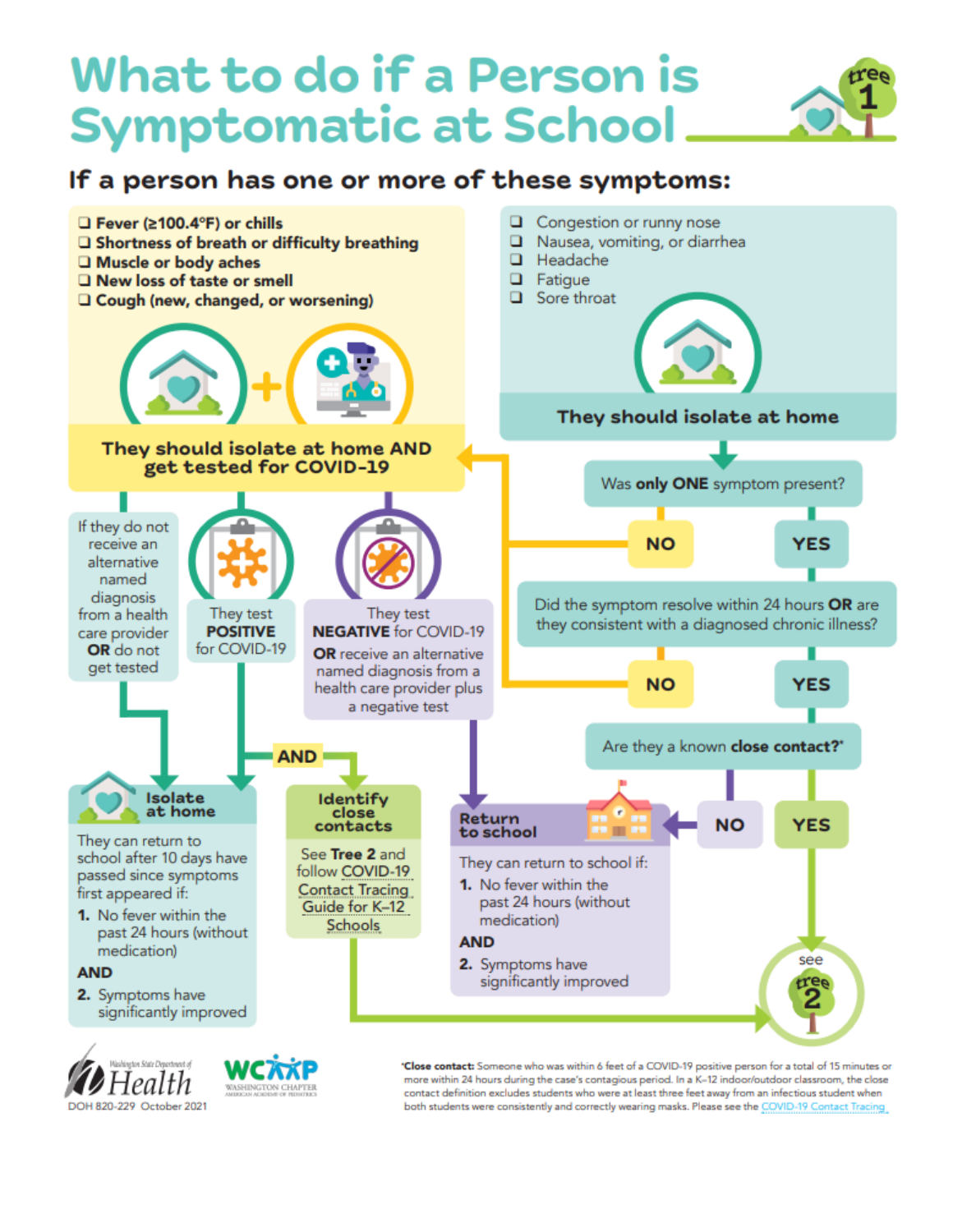# What to do if a Person is Symptomatic at School

tree 1

## If a person has one or more of these symptoms:

- ❑ **Fever (≥100.4°F) or chills**
- ❑ **Shortness of breath or difficulty breathing**
- ❑ **Muscle or body aches**
- ❑ **New loss of taste or smell**
- ❑ **Cough (new, changed, or worsening)**

**They should isolate at home AND get tested for COVID-19**

- ❑ Congestion or runny nose
- ❑ Nausea, vomiting, or diarrhea
- ❑ Headache
- ❑ Fatigue
- ❑ Sore throat

**They should isolate at home**

Was **only ONE** symptom present?

NO → They should isolate at home AND get tested for COVID-19

YES → Did the symptom resolve within 24 hours **OR** are they consistent with a diagnosed chronic illness?

NO → They should isolate at home AND get tested for COVID-19

YES → Are they a known **close contact?***

NO → Return to school

YES → see tree 2

If they do not receive an alternative named diagnosis from a health care provider **OR** do not get tested → Isolate at home

They test **POSITIVE** for COVID-19 → Isolate at home **AND** Identify close contacts

They test **NEGATIVE** for COVID-19 **OR** receive an alternative named diagnosis from a health care provider plus a negative test → Return to school

**Isolate at home**

They can return to school after 10 days have passed since symptoms first appeared if:

1. No fever within the past 24 hours (without medication)

**AND**

2. Symptoms have significantly improved

**Identify close contacts**

See **Tree 2** and follow COVID-19 Contact Tracing Guide for K-12 Schools → see tree 2

**Return to school**

They can return to school if:

1. No fever within the past 24 hours (without medication)

**AND**

2. Symptoms have significantly improved

Washington State Department of Health

DOH 820-229 October 2021

WCAAP Washington Chapter American Academy of Pediatrics

***Close contact:** Someone who was within 6 feet of a COVID-19 positive person for a total of 15 minutes or more within 24 hours during the case's contagious period. In a K–12 indoor/outdoor classroom, the close contact definition excludes students who were at least three feet away from an infectious student when both students were consistently and correctly wearing masks. Please see the COVID-19 Contact Tracing